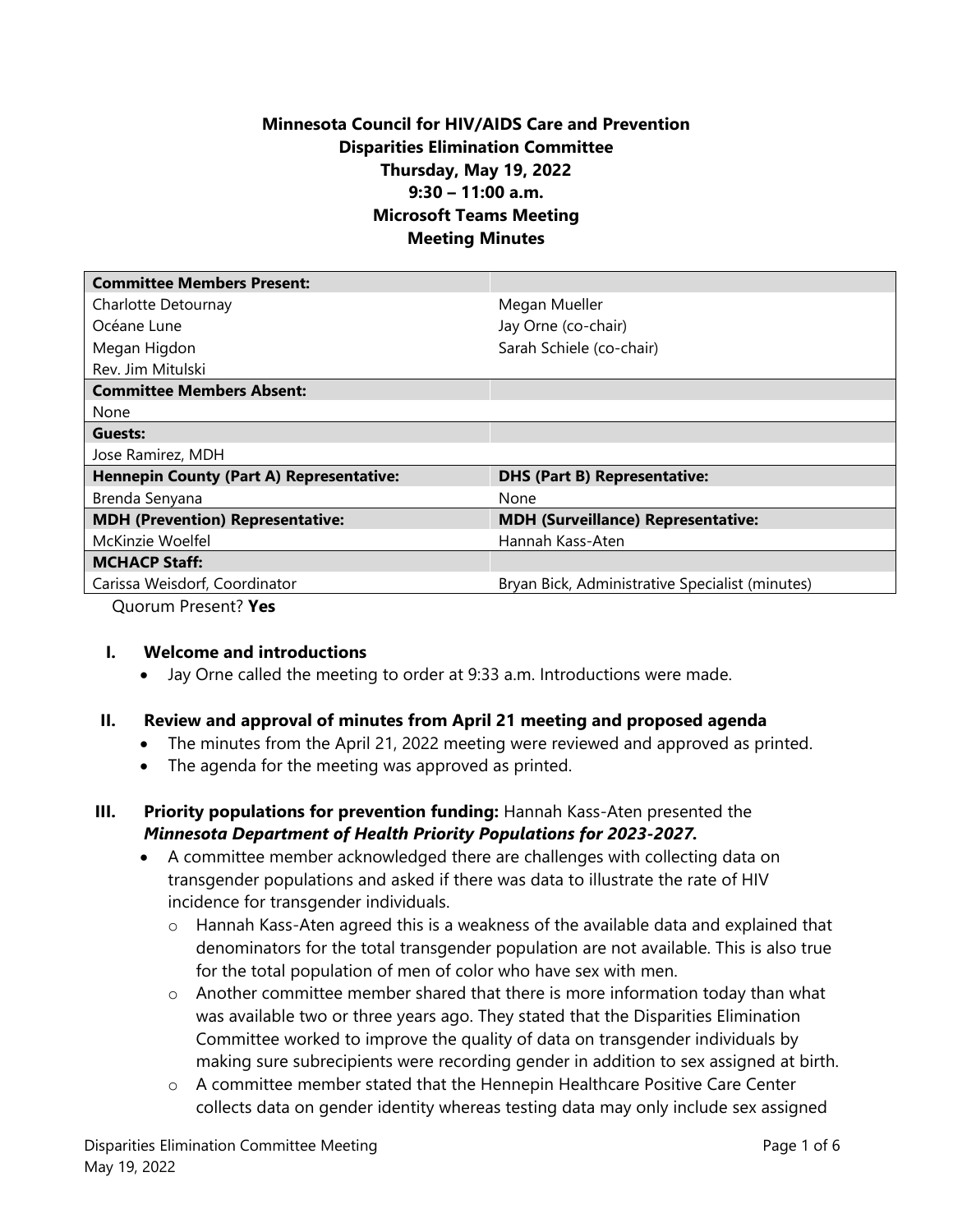**Minnesota Council for HIV/AIDS Care and Prevention**
**Disparities Elimination Committee**
**Thursday, May 19, 2022**
**9:30 – 11:00 a.m.**
**Microsoft Teams Meeting**
**Meeting Minutes**

| **Committee Members Present:** | |
|---|---|
| Charlotte Detournay | Megan Mueller |
| Océane Lune | Jay Orne (co-chair) |
| Megan Higdon | Sarah Schiele (co-chair) |
| Rev. Jim Mitulski | |
| **Committee Members Absent:** | |
| None | |
| **Guests:** | |
| Jose Ramirez, MDH | |
| **Hennepin County (Part A) Representative:** | **DHS (Part B) Representative:** |
| Brenda Senyana | None |
| **MDH (Prevention) Representative:** | **MDH (Surveillance) Representative:** |
| McKinzie Woelfel | Hannah Kass-Aten |
| **MCHACP Staff:** | |
| Carissa Weisdorf, Coordinator | Bryan Bick, Administrative Specialist (minutes) |

Quorum Present? **Yes**

## I. Welcome and introductions

- Jay Orne called the meeting to order at 9:33 a.m. Introductions were made.

## II. Review and approval of minutes from April 21 meeting and proposed agenda

- The minutes from the April 21, 2022 meeting were reviewed and approved as printed.
- The agenda for the meeting was approved as printed.

## III. Priority populations for prevention funding: 

Hannah Kass-Aten presented the ***Minnesota Department of Health Priority Populations for 2023-2027.***

- A committee member acknowledged there are challenges with collecting data on transgender populations and asked if there was data to illustrate the rate of HIV incidence for transgender individuals.
  - Hannah Kass-Aten agreed this is a weakness of the available data and explained that denominators for the total transgender population are not available. This is also true for the total population of men of color who have sex with men.
  - Another committee member shared that there is more information today than what was available two or three years ago. They stated that the Disparities Elimination Committee worked to improve the quality of data on transgender individuals by making sure subrecipients were recording gender in addition to sex assigned at birth.
  - A committee member stated that the Hennepin Healthcare Positive Care Center collects data on gender identity whereas testing data may only include sex assigned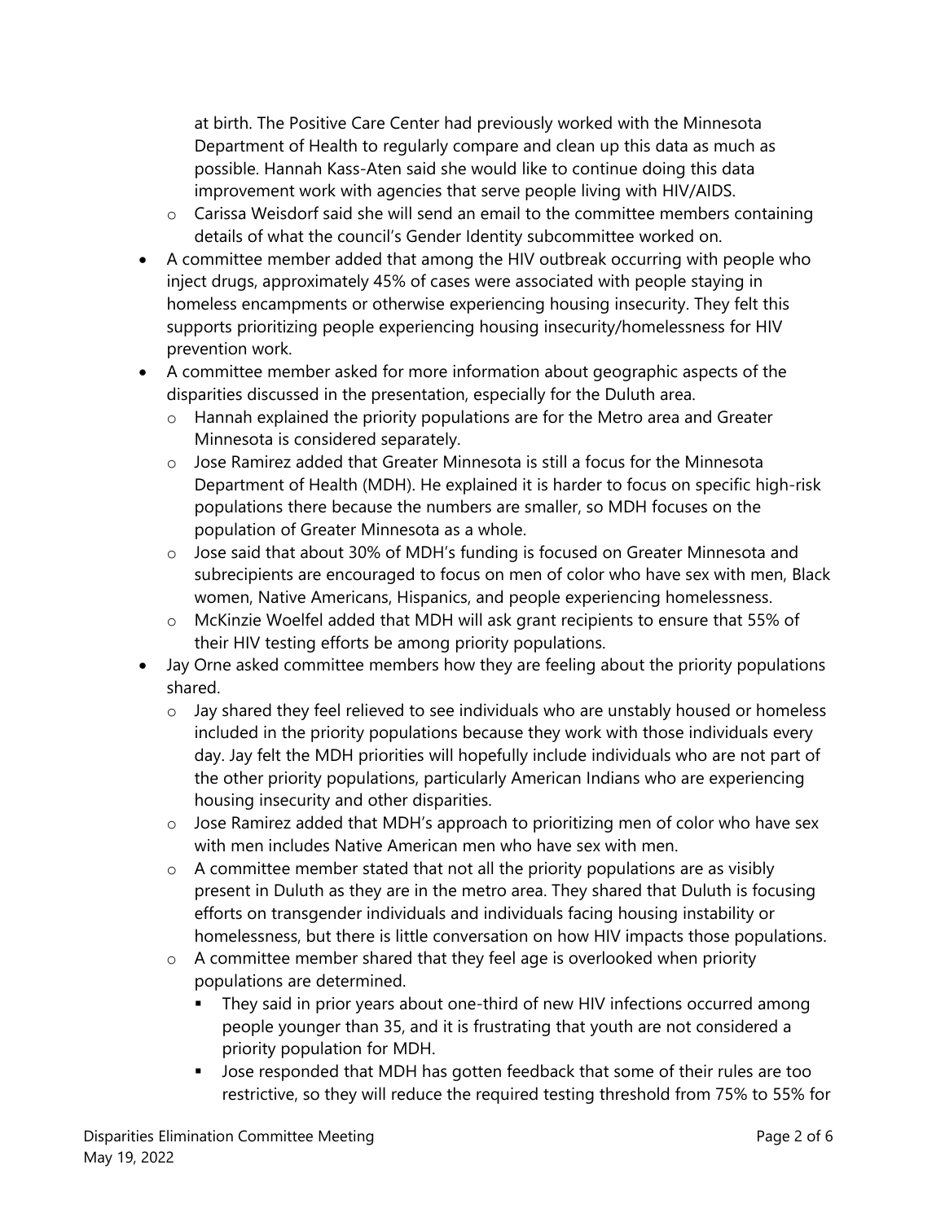at birth. The Positive Care Center had previously worked with the Minnesota Department of Health to regularly compare and clean up this data as much as possible. Hannah Kass-Aten said she would like to continue doing this data improvement work with agencies that serve people living with HIV/AIDS.

  - Carissa Weisdorf said she will send an email to the committee members containing details of what the council's Gender Identity subcommittee worked on.

- A committee member added that among the HIV outbreak occurring with people who inject drugs, approximately 45% of cases were associated with people staying in homeless encampments or otherwise experiencing housing insecurity. They felt this supports prioritizing people experiencing housing insecurity/homelessness for HIV prevention work.
- A committee member asked for more information about geographic aspects of the disparities discussed in the presentation, especially for the Duluth area.
  - Hannah explained the priority populations are for the Metro area and Greater Minnesota is considered separately.
  - Jose Ramirez added that Greater Minnesota is still a focus for the Minnesota Department of Health (MDH). He explained it is harder to focus on specific high-risk populations there because the numbers are smaller, so MDH focuses on the population of Greater Minnesota as a whole.
  - Jose said that about 30% of MDH's funding is focused on Greater Minnesota and subrecipients are encouraged to focus on men of color who have sex with men, Black women, Native Americans, Hispanics, and people experiencing homelessness.
  - McKinzie Woelfel added that MDH will ask grant recipients to ensure that 55% of their HIV testing efforts be among priority populations.
- Jay Orne asked committee members how they are feeling about the priority populations shared.
  - Jay shared they feel relieved to see individuals who are unstably housed or homeless included in the priority populations because they work with those individuals every day. Jay felt the MDH priorities will hopefully include individuals who are not part of the other priority populations, particularly American Indians who are experiencing housing insecurity and other disparities.
  - Jose Ramirez added that MDH's approach to prioritizing men of color who have sex with men includes Native American men who have sex with men.
  - A committee member stated that not all the priority populations are as visibly present in Duluth as they are in the metro area. They shared that Duluth is focusing efforts on transgender individuals and individuals facing housing instability or homelessness, but there is little conversation on how HIV impacts those populations.
  - A committee member shared that they feel age is overlooked when priority populations are determined.
    - They said in prior years about one-third of new HIV infections occurred among people younger than 35, and it is frustrating that youth are not considered a priority population for MDH.
    - Jose responded that MDH has gotten feedback that some of their rules are too restrictive, so they will reduce the required testing threshold from 75% to 55% for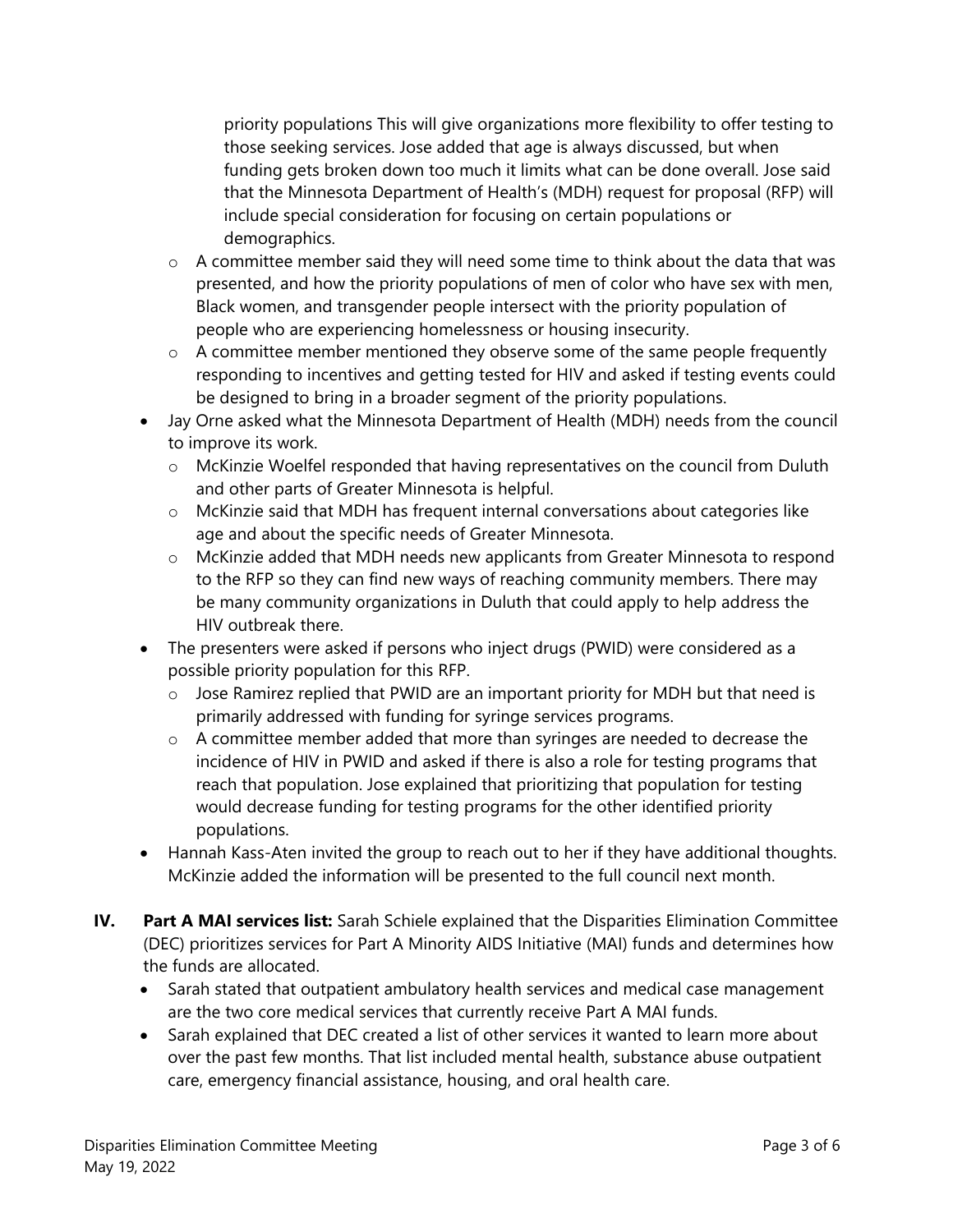priority populations This will give organizations more flexibility to offer testing to those seeking services. Jose added that age is always discussed, but when funding gets broken down too much it limits what can be done overall. Jose said that the Minnesota Department of Health's (MDH) request for proposal (RFP) will include special consideration for focusing on certain populations or demographics.

  - A committee member said they will need some time to think about the data that was presented, and how the priority populations of men of color who have sex with men, Black women, and transgender people intersect with the priority population of people who are experiencing homelessness or housing insecurity.
  - A committee member mentioned they observe some of the same people frequently responding to incentives and getting tested for HIV and asked if testing events could be designed to bring in a broader segment of the priority populations.
- Jay Orne asked what the Minnesota Department of Health (MDH) needs from the council to improve its work.
  - McKinzie Woelfel responded that having representatives on the council from Duluth and other parts of Greater Minnesota is helpful.
  - McKinzie said that MDH has frequent internal conversations about categories like age and about the specific needs of Greater Minnesota.
  - McKinzie added that MDH needs new applicants from Greater Minnesota to respond to the RFP so they can find new ways of reaching community members. There may be many community organizations in Duluth that could apply to help address the HIV outbreak there.
- The presenters were asked if persons who inject drugs (PWID) were considered as a possible priority population for this RFP.
  - Jose Ramirez replied that PWID are an important priority for MDH but that need is primarily addressed with funding for syringe services programs.
  - A committee member added that more than syringes are needed to decrease the incidence of HIV in PWID and asked if there is also a role for testing programs that reach that population. Jose explained that prioritizing that population for testing would decrease funding for testing programs for the other identified priority populations.
- Hannah Kass-Aten invited the group to reach out to her if they have additional thoughts. McKinzie added the information will be presented to the full council next month.

**IV. Part A MAI services list:** Sarah Schiele explained that the Disparities Elimination Committee (DEC) prioritizes services for Part A Minority AIDS Initiative (MAI) funds and determines how the funds are allocated.

- Sarah stated that outpatient ambulatory health services and medical case management are the two core medical services that currently receive Part A MAI funds.
- Sarah explained that DEC created a list of other services it wanted to learn more about over the past few months. That list included mental health, substance abuse outpatient care, emergency financial assistance, housing, and oral health care.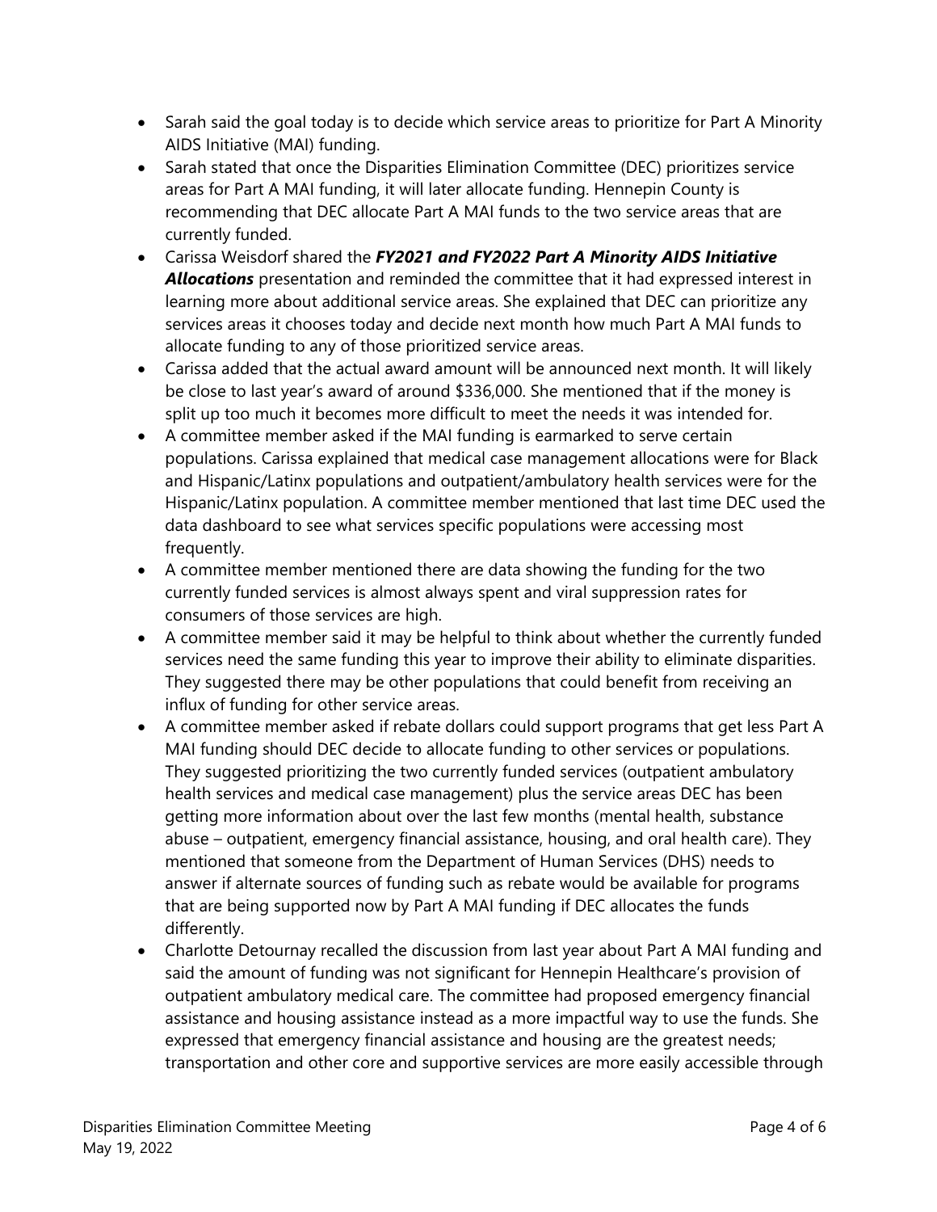- Sarah said the goal today is to decide which service areas to prioritize for Part A Minority AIDS Initiative (MAI) funding.
- Sarah stated that once the Disparities Elimination Committee (DEC) prioritizes service areas for Part A MAI funding, it will later allocate funding. Hennepin County is recommending that DEC allocate Part A MAI funds to the two service areas that are currently funded.
- Carissa Weisdorf shared the ***FY2021 and FY2022 Part A Minority AIDS Initiative Allocations*** presentation and reminded the committee that it had expressed interest in learning more about additional service areas. She explained that DEC can prioritize any services areas it chooses today and decide next month how much Part A MAI funds to allocate funding to any of those prioritized service areas.
- Carissa added that the actual award amount will be announced next month. It will likely be close to last year's award of around $336,000. She mentioned that if the money is split up too much it becomes more difficult to meet the needs it was intended for.
- A committee member asked if the MAI funding is earmarked to serve certain populations. Carissa explained that medical case management allocations were for Black and Hispanic/Latinx populations and outpatient/ambulatory health services were for the Hispanic/Latinx population. A committee member mentioned that last time DEC used the data dashboard to see what services specific populations were accessing most frequently.
- A committee member mentioned there are data showing the funding for the two currently funded services is almost always spent and viral suppression rates for consumers of those services are high.
- A committee member said it may be helpful to think about whether the currently funded services need the same funding this year to improve their ability to eliminate disparities. They suggested there may be other populations that could benefit from receiving an influx of funding for other service areas.
- A committee member asked if rebate dollars could support programs that get less Part A MAI funding should DEC decide to allocate funding to other services or populations. They suggested prioritizing the two currently funded services (outpatient ambulatory health services and medical case management) plus the service areas DEC has been getting more information about over the last few months (mental health, substance abuse – outpatient, emergency financial assistance, housing, and oral health care). They mentioned that someone from the Department of Human Services (DHS) needs to answer if alternate sources of funding such as rebate would be available for programs that are being supported now by Part A MAI funding if DEC allocates the funds differently.
- Charlotte Detournay recalled the discussion from last year about Part A MAI funding and said the amount of funding was not significant for Hennepin Healthcare's provision of outpatient ambulatory medical care. The committee had proposed emergency financial assistance and housing assistance instead as a more impactful way to use the funds. She expressed that emergency financial assistance and housing are the greatest needs; transportation and other core and supportive services are more easily accessible through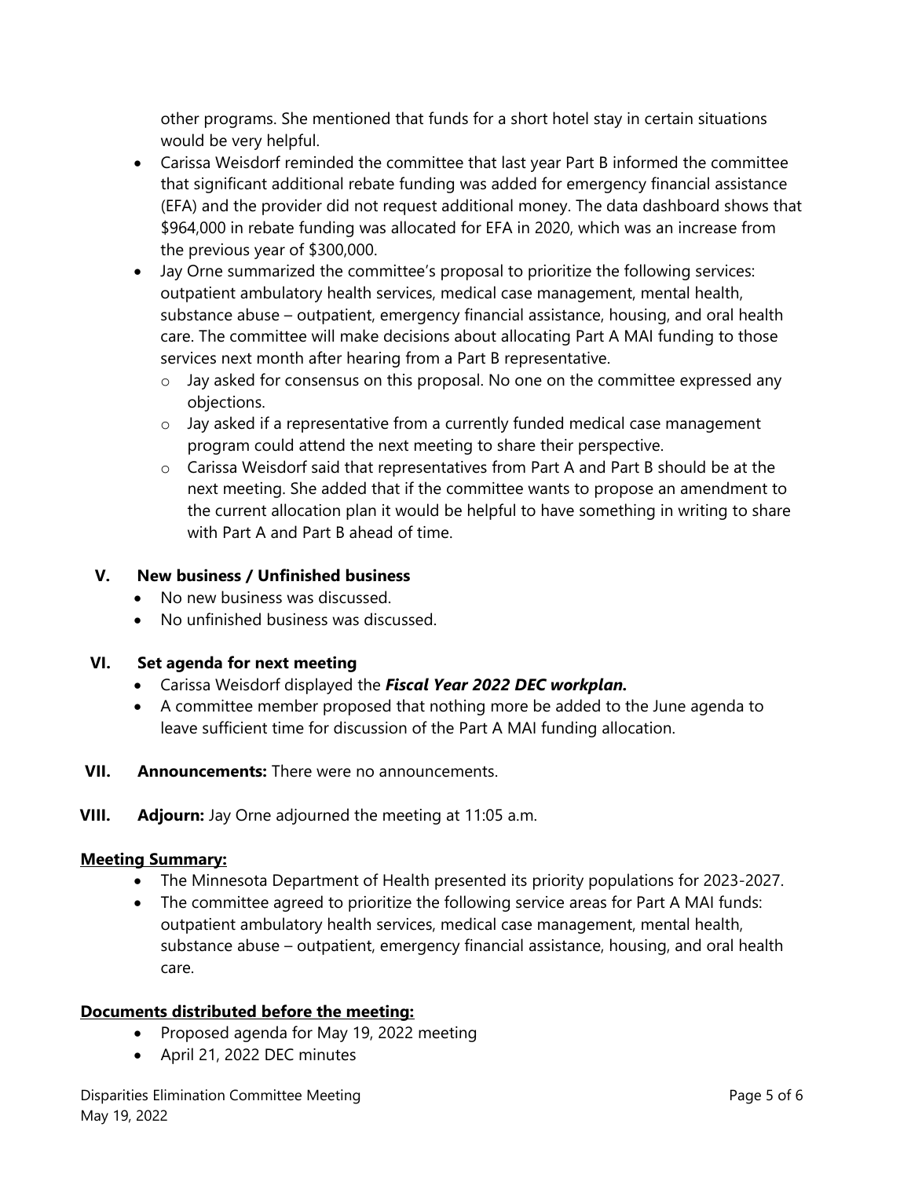other programs. She mentioned that funds for a short hotel stay in certain situations would be very helpful.

- Carissa Weisdorf reminded the committee that last year Part B informed the committee that significant additional rebate funding was added for emergency financial assistance (EFA) and the provider did not request additional money. The data dashboard shows that $964,000 in rebate funding was allocated for EFA in 2020, which was an increase from the previous year of $300,000.
- Jay Orne summarized the committee's proposal to prioritize the following services: outpatient ambulatory health services, medical case management, mental health, substance abuse – outpatient, emergency financial assistance, housing, and oral health care. The committee will make decisions about allocating Part A MAI funding to those services next month after hearing from a Part B representative.
  - Jay asked for consensus on this proposal. No one on the committee expressed any objections.
  - Jay asked if a representative from a currently funded medical case management program could attend the next meeting to share their perspective.
  - Carissa Weisdorf said that representatives from Part A and Part B should be at the next meeting. She added that if the committee wants to propose an amendment to the current allocation plan it would be helpful to have something in writing to share with Part A and Part B ahead of time.

## V. New business / Unfinished business

- No new business was discussed.
- No unfinished business was discussed.

## VI. Set agenda for next meeting

- Carissa Weisdorf displayed the ***Fiscal Year 2022 DEC workplan.***
- A committee member proposed that nothing more be added to the June agenda to leave sufficient time for discussion of the Part A MAI funding allocation.

## VII. Announcements: There were no announcements.

## VIII. Adjourn: Jay Orne adjourned the meeting at 11:05 a.m.

**Meeting Summary:**

- The Minnesota Department of Health presented its priority populations for 2023-2027.
- The committee agreed to prioritize the following service areas for Part A MAI funds: outpatient ambulatory health services, medical case management, mental health, substance abuse – outpatient, emergency financial assistance, housing, and oral health care.

**Documents distributed before the meeting:**

- Proposed agenda for May 19, 2022 meeting
- April 21, 2022 DEC minutes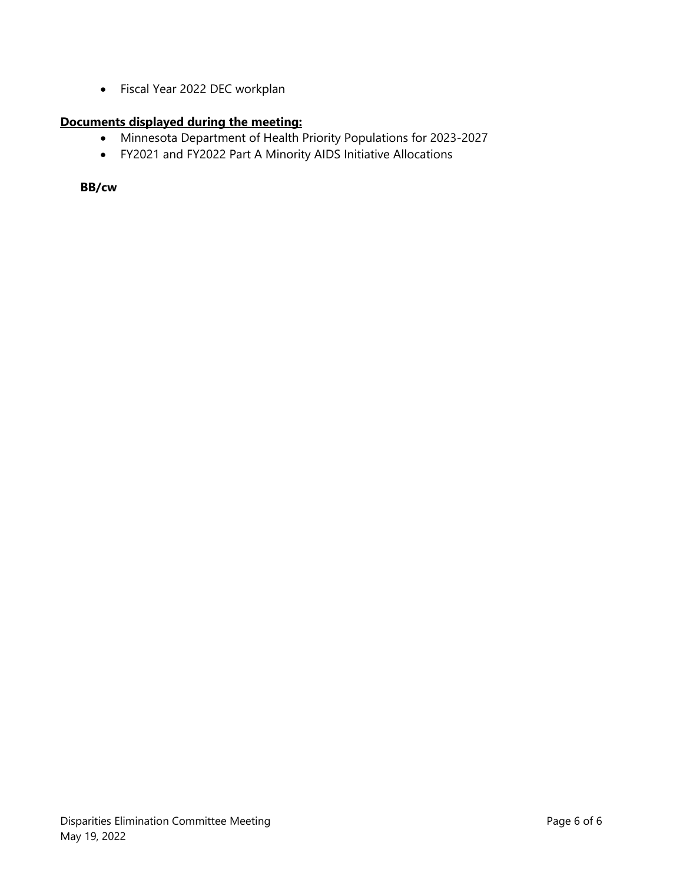- Fiscal Year 2022 DEC workplan

**Documents displayed during the meeting:**

- Minnesota Department of Health Priority Populations for 2023-2027
- FY2021 and FY2022 Part A Minority AIDS Initiative Allocations

**BB/cw**